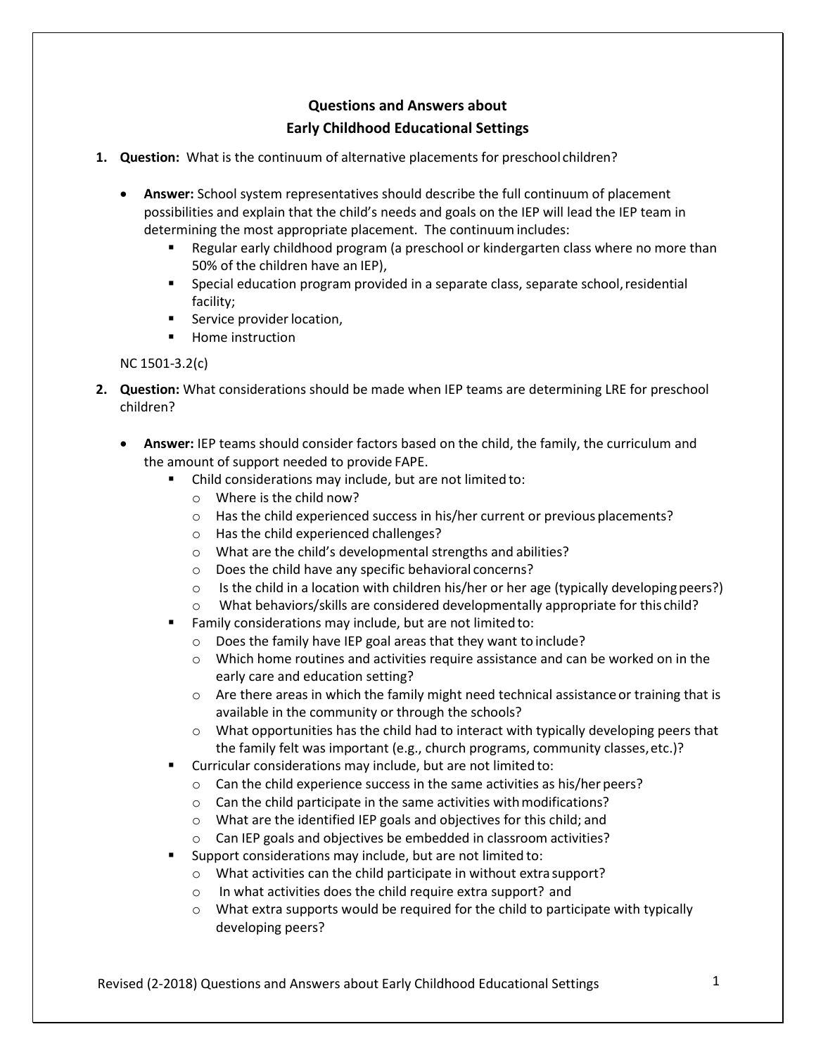# Questions and Answers about Early Childhood Educational Settings

1. **Question:** What is the continuum of alternative placements for preschool children?

   - **Answer:** School system representatives should describe the full continuum of placement possibilities and explain that the child's needs and goals on the IEP will lead the IEP team in determining the most appropriate placement. The continuum includes:
     - Regular early childhood program (a preschool or kindergarten class where no more than 50% of the children have an IEP),
     - Special education program provided in a separate class, separate school, residential facility;
     - Service provider location,
     - Home instruction

   NC 1501-3.2(c)

2. **Question:** What considerations should be made when IEP teams are determining LRE for preschool children?

   - **Answer:** IEP teams should consider factors based on the child, the family, the curriculum and the amount of support needed to provide FAPE.
     - Child considerations may include, but are not limited to:
       - Where is the child now?
       - Has the child experienced success in his/her current or previous placements?
       - Has the child experienced challenges?
       - What are the child's developmental strengths and abilities?
       - Does the child have any specific behavioral concerns?
       - Is the child in a location with children his/her or her age (typically developing peers?)
       - What behaviors/skills are considered developmentally appropriate for this child?
     - Family considerations may include, but are not limited to:
       - Does the family have IEP goal areas that they want to include?
       - Which home routines and activities require assistance and can be worked on in the early care and education setting?
       - Are there areas in which the family might need technical assistance or training that is available in the community or through the schools?
       - What opportunities has the child had to interact with typically developing peers that the family felt was important (e.g., church programs, community classes, etc.)?
     - Curricular considerations may include, but are not limited to:
       - Can the child experience success in the same activities as his/her peers?
       - Can the child participate in the same activities with modifications?
       - What are the identified IEP goals and objectives for this child; and
       - Can IEP goals and objectives be embedded in classroom activities?
     - Support considerations may include, but are not limited to:
       - What activities can the child participate in without extra support?
       - In what activities does the child require extra support? and
       - What extra supports would be required for the child to participate with typically developing peers?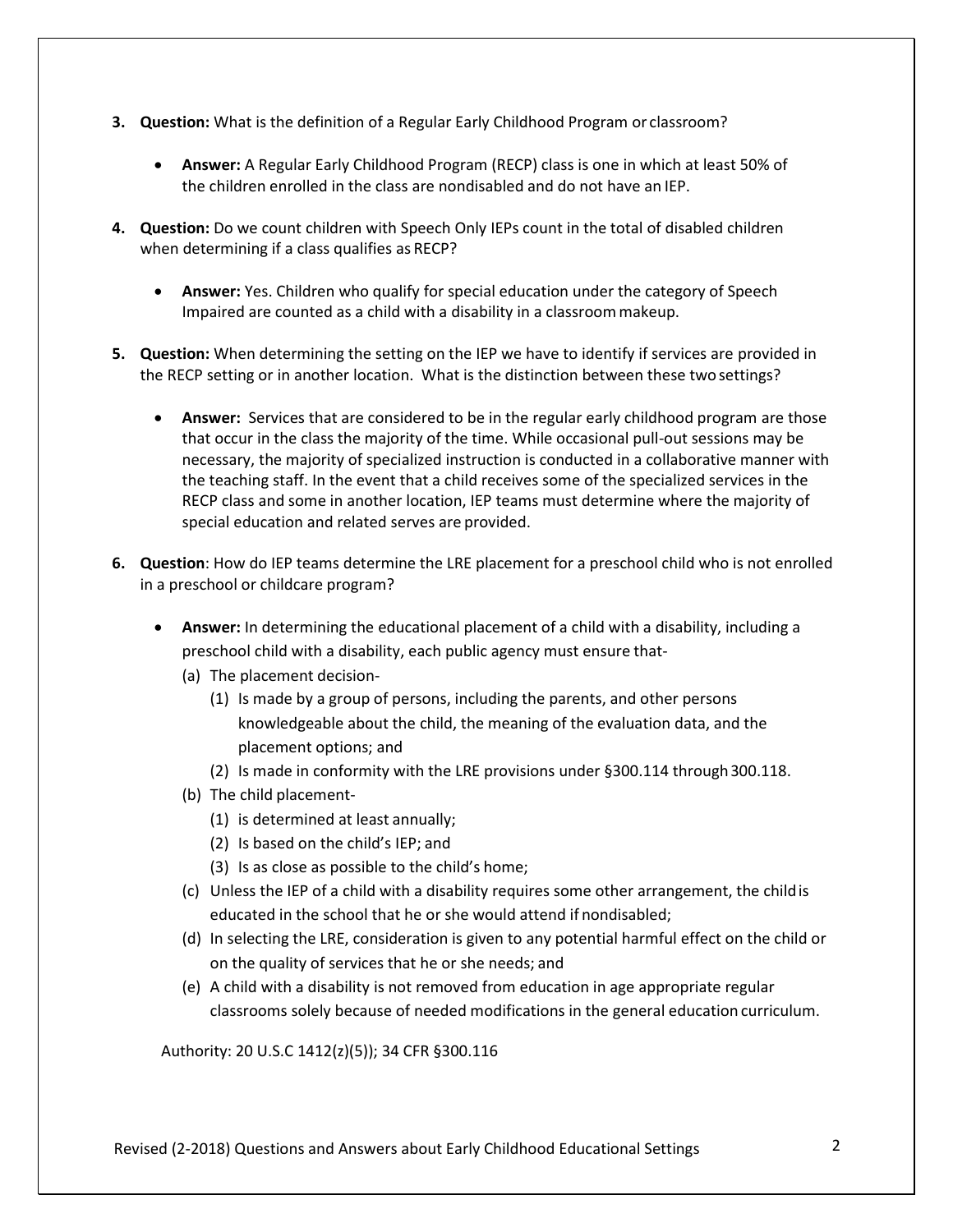3. **Question:** What is the definition of a Regular Early Childhood Program or classroom?

    - **Answer:** A Regular Early Childhood Program (RECP) class is one in which at least 50% of the children enrolled in the class are nondisabled and do not have an IEP.

4. **Question:** Do we count children with Speech Only IEPs count in the total of disabled children when determining if a class qualifies as RECP?

    - **Answer:** Yes. Children who qualify for special education under the category of Speech Impaired are counted as a child with a disability in a classroom makeup.

5. **Question:** When determining the setting on the IEP we have to identify if services are provided in the RECP setting or in another location. What is the distinction between these two settings?

    - **Answer:** Services that are considered to be in the regular early childhood program are those that occur in the class the majority of the time. While occasional pull-out sessions may be necessary, the majority of specialized instruction is conducted in a collaborative manner with the teaching staff. In the event that a child receives some of the specialized services in the RECP class and some in another location, IEP teams must determine where the majority of special education and related serves are provided.

6. **Question**: How do IEP teams determine the LRE placement for a preschool child who is not enrolled in a preschool or childcare program?

    - **Answer:** In determining the educational placement of a child with a disability, including a preschool child with a disability, each public agency must ensure that-
        - (a) The placement decision-
            - (1) Is made by a group of persons, including the parents, and other persons knowledgeable about the child, the meaning of the evaluation data, and the placement options; and
            - (2) Is made in conformity with the LRE provisions under §300.114 through 300.118.
        - (b) The child placement-
            - (1) is determined at least annually;
            - (2) Is based on the child's IEP; and
            - (3) Is as close as possible to the child's home;
        - (c) Unless the IEP of a child with a disability requires some other arrangement, the child is educated in the school that he or she would attend if nondisabled;
        - (d) In selecting the LRE, consideration is given to any potential harmful effect on the child or on the quality of services that he or she needs; and
        - (e) A child with a disability is not removed from education in age appropriate regular classrooms solely because of needed modifications in the general education curriculum.

    Authority: 20 U.S.C 1412(z)(5)); 34 CFR §300.116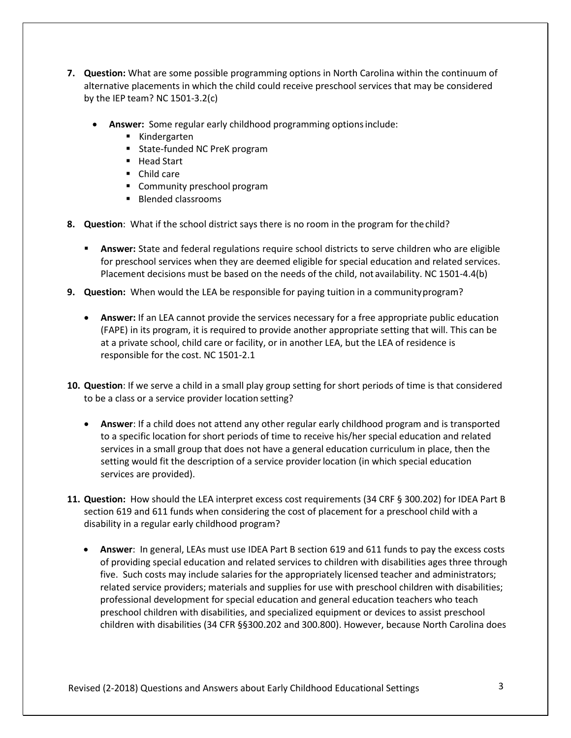7. **Question:** What are some possible programming options in North Carolina within the continuum of alternative placements in which the child could receive preschool services that may be considered by the IEP team? NC 1501-3.2(c)

   - **Answer:** Some regular early childhood programming options include:
     - Kindergarten
     - State-funded NC PreK program
     - Head Start
     - Child care
     - Community preschool program
     - Blended classrooms

8. **Question**: What if the school district says there is no room in the program for the child?

   - **Answer:** State and federal regulations require school districts to serve children who are eligible for preschool services when they are deemed eligible for special education and related services. Placement decisions must be based on the needs of the child, not availability. NC 1501-4.4(b)

9. **Question:** When would the LEA be responsible for paying tuition in a community program?

   - **Answer:** If an LEA cannot provide the services necessary for a free appropriate public education (FAPE) in its program, it is required to provide another appropriate setting that will. This can be at a private school, child care or facility, or in another LEA, but the LEA of residence is responsible for the cost. NC 1501-2.1

10. **Question**: If we serve a child in a small play group setting for short periods of time is that considered to be a class or a service provider location setting?

    - **Answer**: If a child does not attend any other regular early childhood program and is transported to a specific location for short periods of time to receive his/her special education and related services in a small group that does not have a general education curriculum in place, then the setting would fit the description of a service provider location (in which special education services are provided).

11. **Question:** How should the LEA interpret excess cost requirements (34 CRF § 300.202) for IDEA Part B section 619 and 611 funds when considering the cost of placement for a preschool child with a disability in a regular early childhood program?

    - **Answer**: In general, LEAs must use IDEA Part B section 619 and 611 funds to pay the excess costs of providing special education and related services to children with disabilities ages three through five. Such costs may include salaries for the appropriately licensed teacher and administrators; related service providers; materials and supplies for use with preschool children with disabilities; professional development for special education and general education teachers who teach preschool children with disabilities, and specialized equipment or devices to assist preschool children with disabilities (34 CFR §§300.202 and 300.800). However, because North Carolina does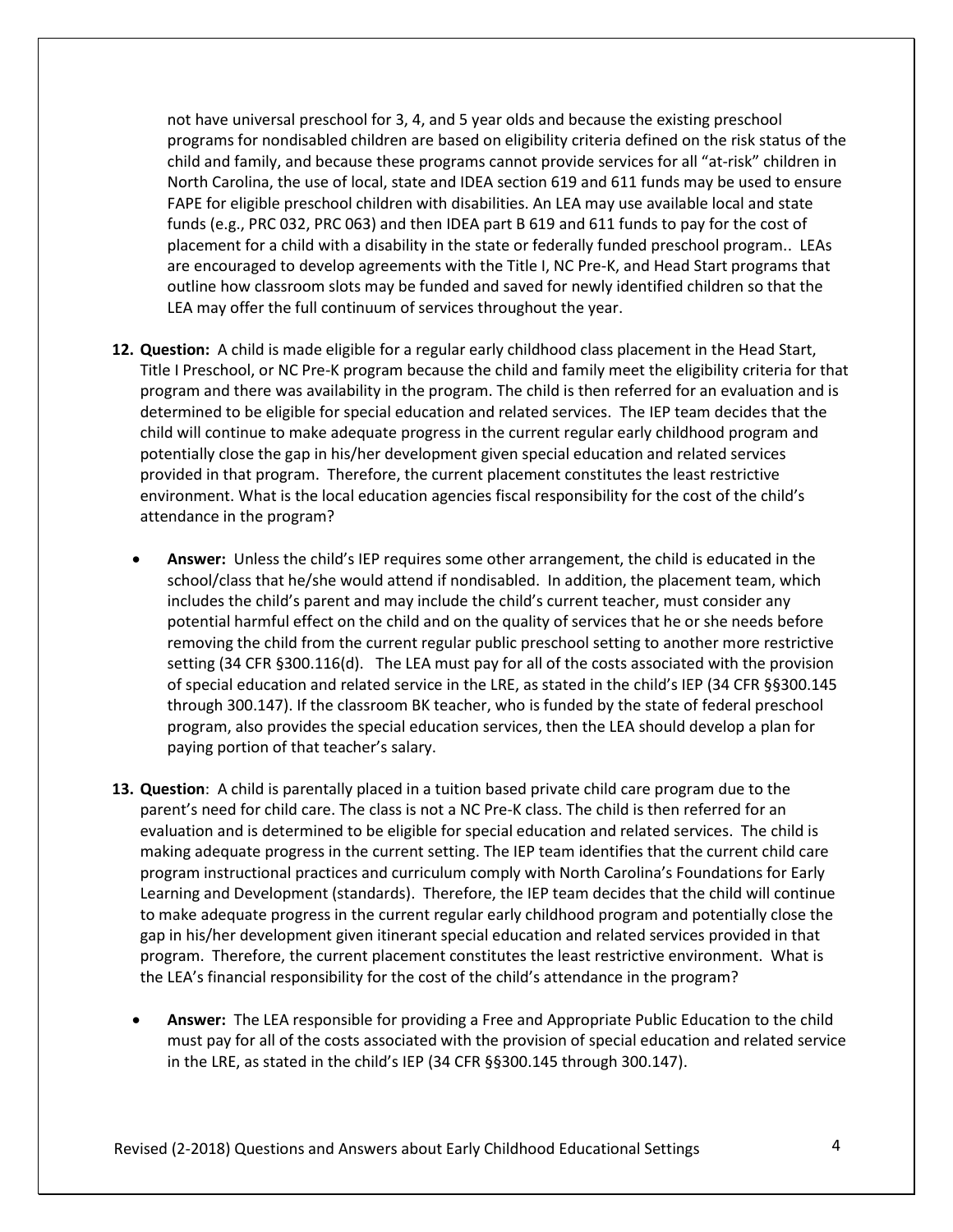not have universal preschool for 3, 4, and 5 year olds and because the existing preschool programs for nondisabled children are based on eligibility criteria defined on the risk status of the child and family, and because these programs cannot provide services for all "at-risk" children in North Carolina, the use of local, state and IDEA section 619 and 611 funds may be used to ensure FAPE for eligible preschool children with disabilities. An LEA may use available local and state funds (e.g., PRC 032, PRC 063) and then IDEA part B 619 and 611 funds to pay for the cost of placement for a child with a disability in the state or federally funded preschool program.. LEAs are encouraged to develop agreements with the Title I, NC Pre-K, and Head Start programs that outline how classroom slots may be funded and saved for newly identified children so that the LEA may offer the full continuum of services throughout the year.

12. **Question:** A child is made eligible for a regular early childhood class placement in the Head Start, Title I Preschool, or NC Pre-K program because the child and family meet the eligibility criteria for that program and there was availability in the program. The child is then referred for an evaluation and is determined to be eligible for special education and related services. The IEP team decides that the child will continue to make adequate progress in the current regular early childhood program and potentially close the gap in his/her development given special education and related services provided in that program. Therefore, the current placement constitutes the least restrictive environment. What is the local education agencies fiscal responsibility for the cost of the child's attendance in the program?

    - **Answer:** Unless the child's IEP requires some other arrangement, the child is educated in the school/class that he/she would attend if nondisabled. In addition, the placement team, which includes the child's parent and may include the child's current teacher, must consider any potential harmful effect on the child and on the quality of services that he or she needs before removing the child from the current regular public preschool setting to another more restrictive setting (34 CFR §300.116(d). The LEA must pay for all of the costs associated with the provision of special education and related service in the LRE, as stated in the child's IEP (34 CFR §§300.145 through 300.147). If the classroom BK teacher, who is funded by the state of federal preschool program, also provides the special education services, then the LEA should develop a plan for paying portion of that teacher's salary.

13. **Question**: A child is parentally placed in a tuition based private child care program due to the parent's need for child care. The class is not a NC Pre-K class. The child is then referred for an evaluation and is determined to be eligible for special education and related services. The child is making adequate progress in the current setting. The IEP team identifies that the current child care program instructional practices and curriculum comply with North Carolina's Foundations for Early Learning and Development (standards). Therefore, the IEP team decides that the child will continue to make adequate progress in the current regular early childhood program and potentially close the gap in his/her development given itinerant special education and related services provided in that program. Therefore, the current placement constitutes the least restrictive environment. What is the LEA's financial responsibility for the cost of the child's attendance in the program?

    - **Answer:** The LEA responsible for providing a Free and Appropriate Public Education to the child must pay for all of the costs associated with the provision of special education and related service in the LRE, as stated in the child's IEP (34 CFR §§300.145 through 300.147).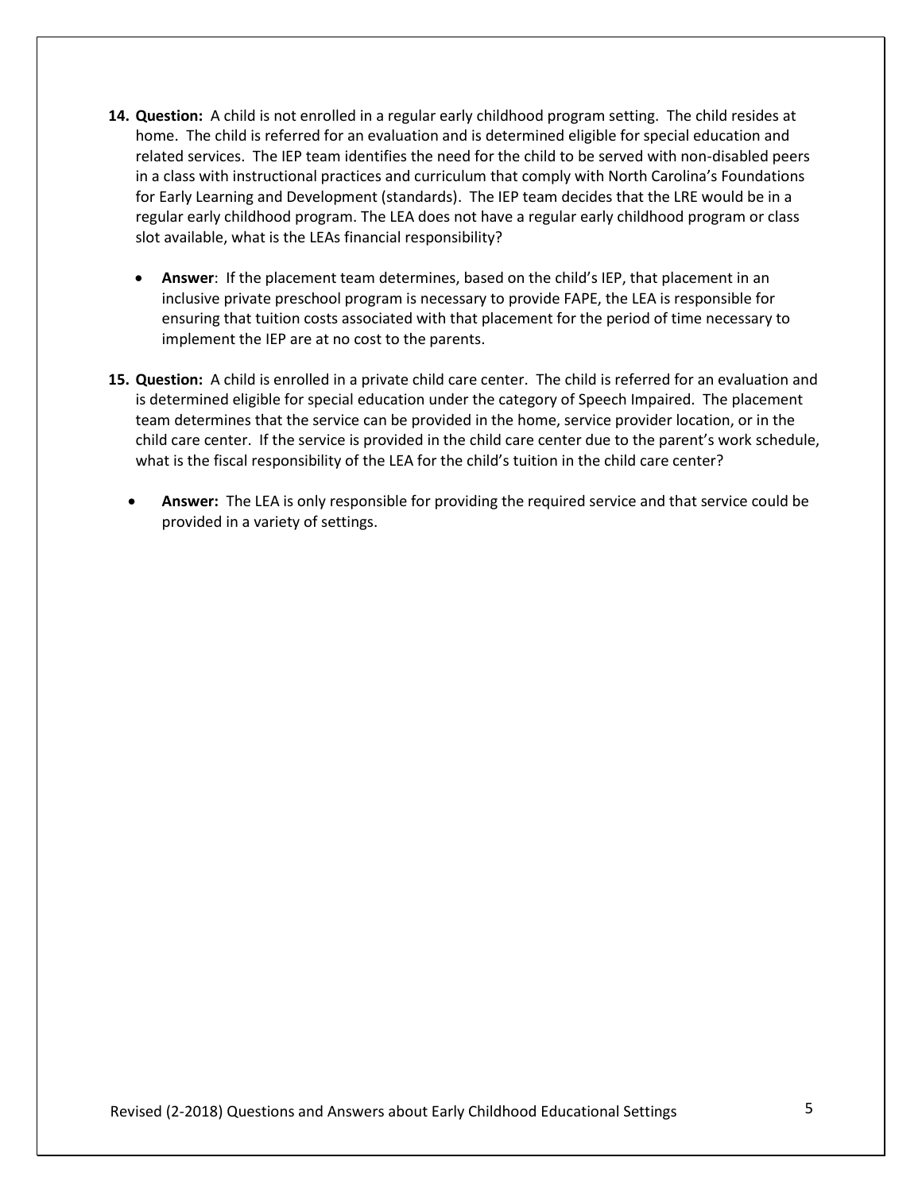14. **Question:** A child is not enrolled in a regular early childhood program setting. The child resides at home. The child is referred for an evaluation and is determined eligible for special education and related services. The IEP team identifies the need for the child to be served with non-disabled peers in a class with instructional practices and curriculum that comply with North Carolina's Foundations for Early Learning and Development (standards). The IEP team decides that the LRE would be in a regular early childhood program. The LEA does not have a regular early childhood program or class slot available, what is the LEAs financial responsibility?

    - **Answer**: If the placement team determines, based on the child's IEP, that placement in an inclusive private preschool program is necessary to provide FAPE, the LEA is responsible for ensuring that tuition costs associated with that placement for the period of time necessary to implement the IEP are at no cost to the parents.

15. **Question:** A child is enrolled in a private child care center. The child is referred for an evaluation and is determined eligible for special education under the category of Speech Impaired. The placement team determines that the service can be provided in the home, service provider location, or in the child care center. If the service is provided in the child care center due to the parent's work schedule, what is the fiscal responsibility of the LEA for the child's tuition in the child care center?

    - **Answer:** The LEA is only responsible for providing the required service and that service could be provided in a variety of settings.